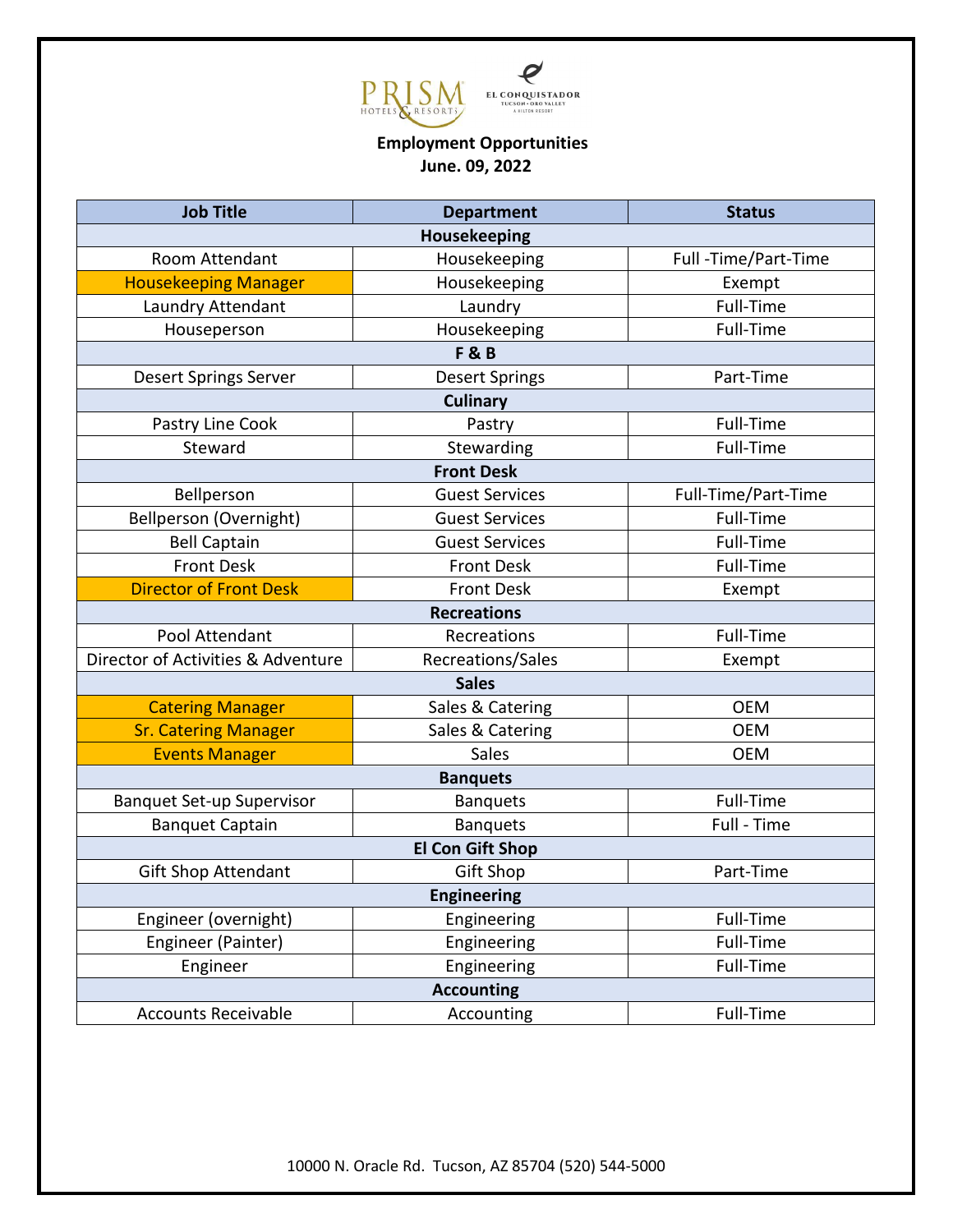**Employment Opportunities**
**June. 09, 2022**

| Job Title | Department | Status |
|---|---|---|
| **Housekeeping** | | |
| Room Attendant | Housekeeping | Full -Time/Part-Time |
| Housekeeping Manager | Housekeeping | Exempt |
| Laundry Attendant | Laundry | Full-Time |
| Houseperson | Housekeeping | Full-Time |
| **F & B** | | |
| Desert Springs Server | Desert Springs | Part-Time |
| **Culinary** | | |
| Pastry Line Cook | Pastry | Full-Time |
| Steward | Stewarding | Full-Time |
| **Front Desk** | | |
| Bellperson | Guest Services | Full-Time/Part-Time |
| Bellperson (Overnight) | Guest Services | Full-Time |
| Bell Captain | Guest Services | Full-Time |
| Front Desk | Front Desk | Full-Time |
| Director of Front Desk | Front Desk | Exempt |
| **Recreations** | | |
| Pool Attendant | Recreations | Full-Time |
| Director of Activities & Adventure | Recreations/Sales | Exempt |
| **Sales** | | |
| Catering Manager | Sales & Catering | OEM |
| Sr. Catering Manager | Sales & Catering | OEM |
| Events Manager | Sales | OEM |
| **Banquets** | | |
| Banquet Set-up Supervisor | Banquets | Full-Time |
| Banquet Captain | Banquets | Full - Time |
| **El Con Gift Shop** | | |
| Gift Shop Attendant | Gift Shop | Part-Time |
| **Engineering** | | |
| Engineer (overnight) | Engineering | Full-Time |
| Engineer (Painter) | Engineering | Full-Time |
| Engineer | Engineering | Full-Time |
| **Accounting** | | |
| Accounts Receivable | Accounting | Full-Time |

10000 N. Oracle Rd. Tucson, AZ 85704 (520) 544-5000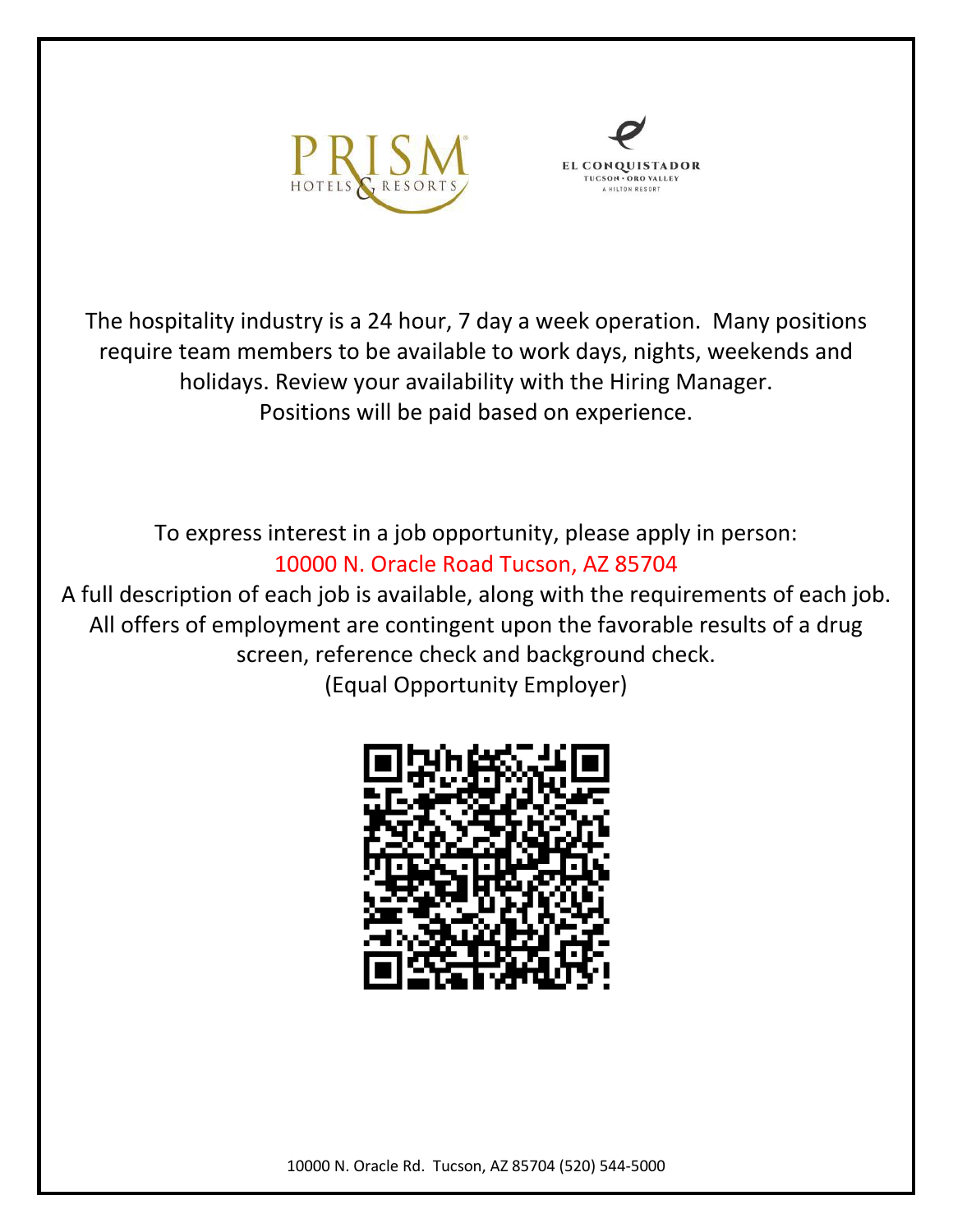PRISM HOTELS & RESORTS

EL CONQUISTADOR
TUCSON • ORO VALLEY
A HILTON RESORT

The hospitality industry is a 24 hour, 7 day a week operation. Many positions require team members to be available to work days, nights, weekends and holidays. Review your availability with the Hiring Manager.
Positions will be paid based on experience.

To express interest in a job opportunity, please apply in person:
10000 N. Oracle Road Tucson, AZ 85704
A full description of each job is available, along with the requirements of each job.
All offers of employment are contingent upon the favorable results of a drug screen, reference check and background check.
(Equal Opportunity Employer)

10000 N. Oracle Rd. Tucson, AZ 85704 (520) 544-5000